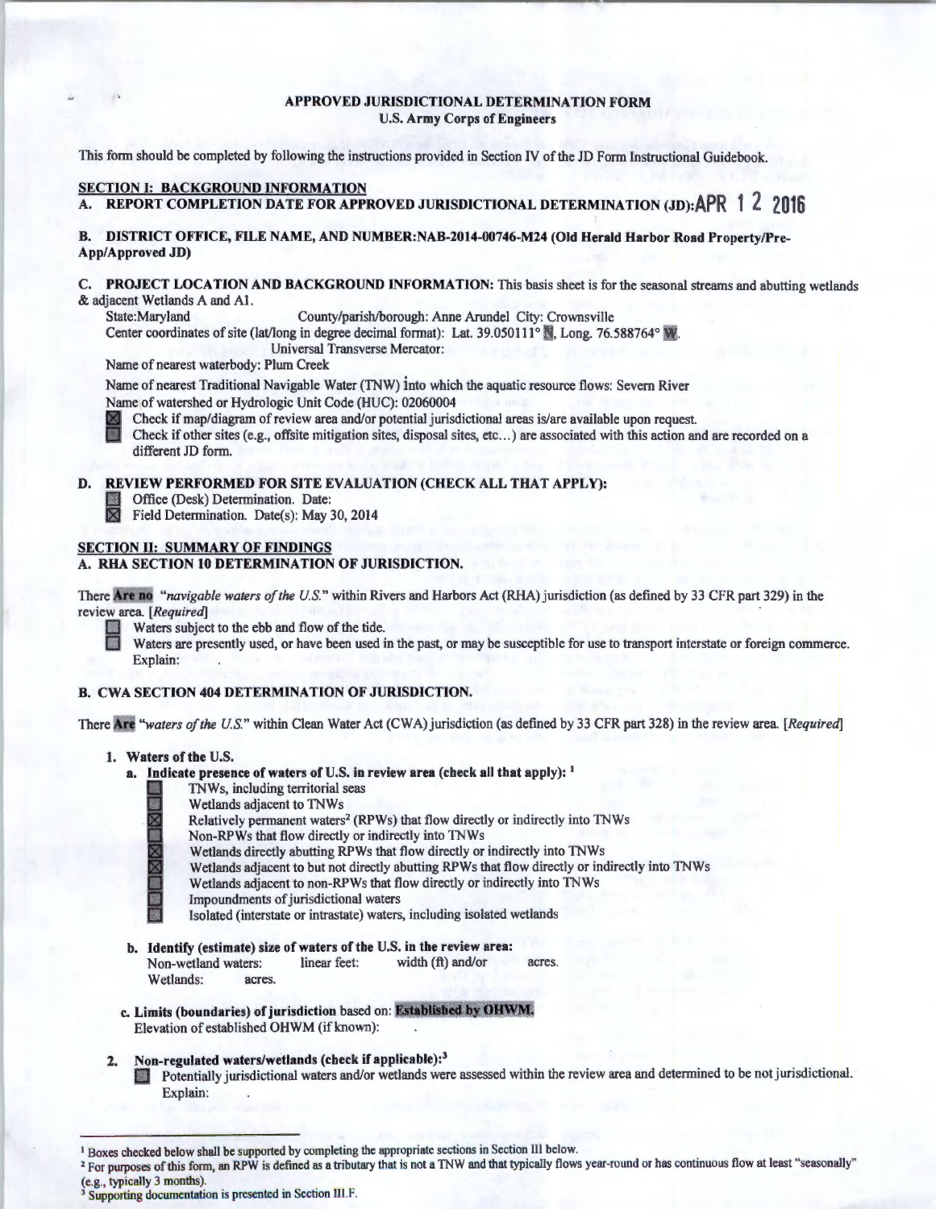# APPROVED JURISDICTIONAL DETERMINATION FORM
## U.S. Army Corps of Engineers

This form should be completed by following the instructions provided in Section IV of the JD Form Instructional Guidebook.

## SECTION I: BACKGROUND INFORMATION

**A. REPORT COMPLETION DATE FOR APPROVED JURISDICTIONAL DETERMINATION (JD): APR 12 2016**

**B. DISTRICT OFFICE, FILE NAME, AND NUMBER: NAB-2014-00746-M24 (Old Herald Harbor Road Property/Pre-App/Approved JD)**

**C. PROJECT LOCATION AND BACKGROUND INFORMATION:** This basis sheet is for the seasonal streams and abutting wetlands & adjacent Wetlands A and A1.

State: Maryland County/parish/borough: Anne Arundel City: Crownsville
Center coordinates of site (lat/long in degree decimal format): Lat. 39.050111° N, Long. 76.588764° W.
Universal Transverse Mercator:
Name of nearest waterbody: Plum Creek

Name of nearest Traditional Navigable Water (TNW) into which the aquatic resource flows: Severn River
Name of watershed or Hydrologic Unit Code (HUC): 02060004

- [x] Check if map/diagram of review area and/or potential jurisdictional areas is/are available upon request.
- [ ] Check if other sites (e.g., offsite mitigation sites, disposal sites, etc...) are associated with this action and are recorded on a different JD form.

**D. REVIEW PERFORMED FOR SITE EVALUATION (CHECK ALL THAT APPLY):**

- [ ] Office (Desk) Determination. Date:
- [x] Field Determination. Date(s): May 30, 2014

## SECTION II: SUMMARY OF FINDINGS

**A. RHA SECTION 10 DETERMINATION OF JURISDICTION.**

There **Are no** *"navigable waters of the U.S."* within Rivers and Harbors Act (RHA) jurisdiction (as defined by 33 CFR part 329) in the review area. *[Required]*

- [ ] Waters subject to the ebb and flow of the tide.
- [ ] Waters are presently used, or have been used in the past, or may be susceptible for use to transport interstate or foreign commerce. Explain:

**B. CWA SECTION 404 DETERMINATION OF JURISDICTION.**

There **Are** *"waters of the U.S."* within Clean Water Act (CWA) jurisdiction (as defined by 33 CFR part 328) in the review area. *[Required]*

**1. Waters of the U.S.**

**a. Indicate presence of waters of U.S. in review area (check all that apply):** [1]

- [ ] TNWs, including territorial seas
- [ ] Wetlands adjacent to TNWs
- [x] Relatively permanent waters[2] (RPWs) that flow directly or indirectly into TNWs
- [ ] Non-RPWs that flow directly or indirectly into TNWs
- [x] Wetlands directly abutting RPWs that flow directly or indirectly into TNWs
- [x] Wetlands adjacent to but not directly abutting RPWs that flow directly or indirectly into TNWs
- [ ] Wetlands adjacent to non-RPWs that flow directly or indirectly into TNWs
- [ ] Impoundments of jurisdictional waters
- [ ] Isolated (interstate or intrastate) waters, including isolated wetlands

**b. Identify (estimate) size of waters of the U.S. in the review area:**
Non-wetland waters: linear feet: width (ft) and/or acres.
Wetlands: acres.

**c. Limits (boundaries) of jurisdiction** based on: **Established by OHWM.**
Elevation of established OHWM (if known):

**2. Non-regulated waters/wetlands (check if applicable):**[3]

- [ ] Potentially jurisdictional waters and/or wetlands were assessed within the review area and determined to be not jurisdictional. Explain:

---

[1] Boxes checked below shall be supported by completing the appropriate sections in Section III below.
[2] For purposes of this form, an RPW is defined as a tributary that is not a TNW and that typically flows year-round or has continuous flow at least "seasonally" (e.g., typically 3 months).
[3] Supporting documentation is presented in Section III.F.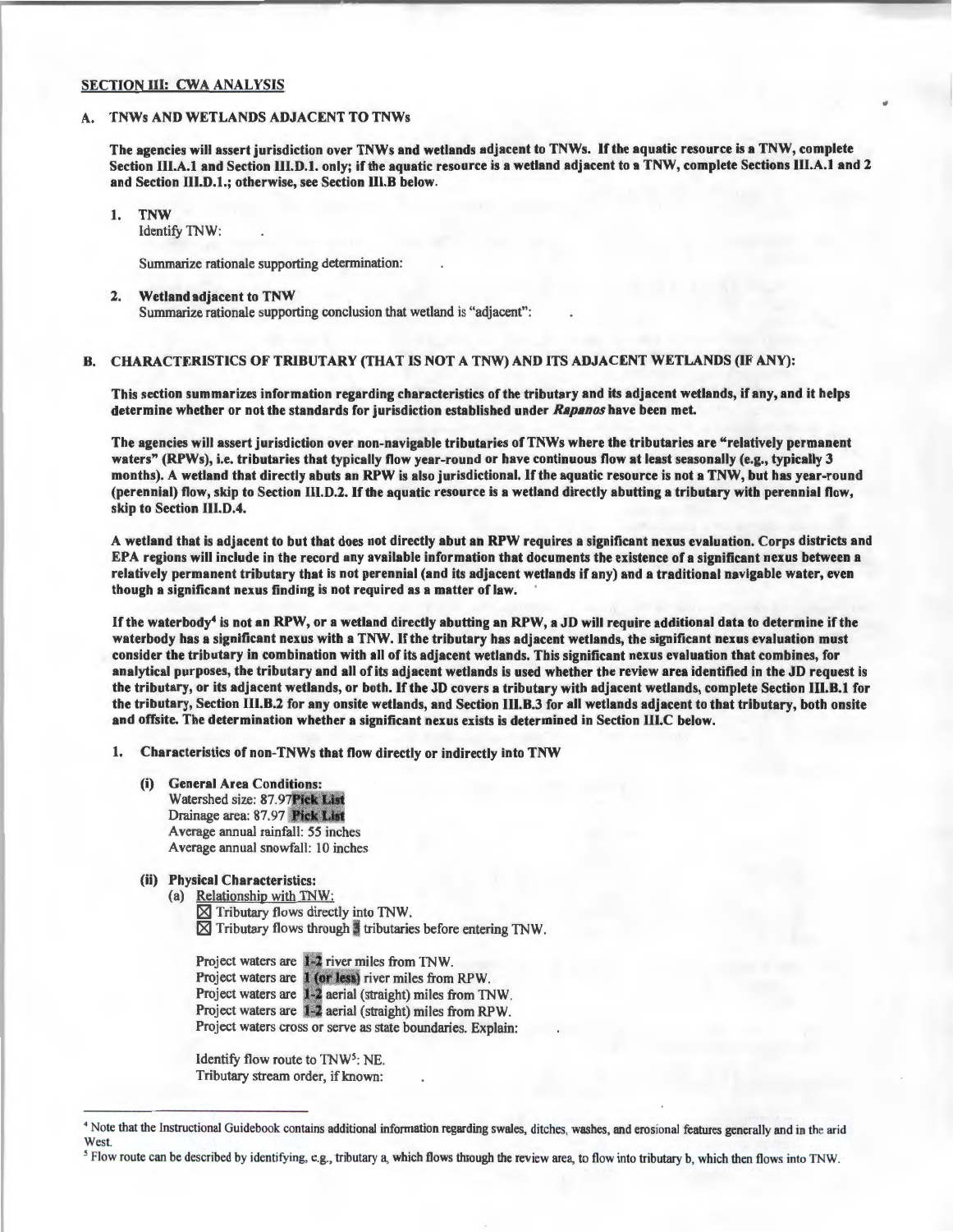## SECTION III: CWA ANALYSIS

### A. TNWs AND WETLANDS ADJACENT TO TNWs

**The agencies will assert jurisdiction over TNWs and wetlands adjacent to TNWs. If the aquatic resource is a TNW, complete Section III.A.1 and Section III.D.1. only; if the aquatic resource is a wetland adjacent to a TNW, complete Sections III.A.1 and 2 and Section III.D.1.; otherwise, see Section III.B below.**

1. **TNW**
   Identify TNW: .

   Summarize rationale supporting determination: .

2. **Wetland adjacent to TNW**
   Summarize rationale supporting conclusion that wetland is "adjacent": .

### B. CHARACTERISTICS OF TRIBUTARY (THAT IS NOT A TNW) AND ITS ADJACENT WETLANDS (IF ANY):

**This section summarizes information regarding characteristics of the tributary and its adjacent wetlands, if any, and it helps determine whether or not the standards for jurisdiction established under *Rapanos* have been met.**

**The agencies will assert jurisdiction over non-navigable tributaries of TNWs where the tributaries are "relatively permanent waters" (RPWs), i.e. tributaries that typically flow year-round or have continuous flow at least seasonally (e.g., typically 3 months). A wetland that directly abuts an RPW is also jurisdictional. If the aquatic resource is not a TNW, but has year-round (perennial) flow, skip to Section III.D.2. If the aquatic resource is a wetland directly abutting a tributary with perennial flow, skip to Section III.D.4.**

**A wetland that is adjacent to but that does not directly abut an RPW requires a significant nexus evaluation. Corps districts and EPA regions will include in the record any available information that documents the existence of a significant nexus between a relatively permanent tributary that is not perennial (and its adjacent wetlands if any) and a traditional navigable water, even though a significant nexus finding is not required as a matter of law.**

**If the waterbody[4] is not an RPW, or a wetland directly abutting an RPW, a JD will require additional data to determine if the waterbody has a significant nexus with a TNW. If the tributary has adjacent wetlands, the significant nexus evaluation must consider the tributary in combination with all of its adjacent wetlands. This significant nexus evaluation that combines, for analytical purposes, the tributary and all of its adjacent wetlands is used whether the review area identified in the JD request is the tributary, or its adjacent wetlands, or both. If the JD covers a tributary with adjacent wetlands, complete Section III.B.1 for the tributary, Section III.B.2 for any onsite wetlands, and Section III.B.3 for all wetlands adjacent to that tributary, both onsite and offsite. The determination whether a significant nexus exists is determined in Section III.C below.**

1. **Characteristics of non-TNWs that flow directly or indirectly into TNW**

   **(i) General Area Conditions:**
   Watershed size: 87.97 Pick List
   Drainage area: 87.97 Pick List
   Average annual rainfall: 55 inches
   Average annual snowfall: 10 inches

   **(ii) Physical Characteristics:**
   (a) Relationship with TNW:
   ☒ Tributary flows directly into TNW.
   ☒ Tributary flows through 1 tributaries before entering TNW.

   Project waters are 1-2 river miles from TNW.
   Project waters are 1 (or less) river miles from RPW.
   Project waters are 1-2 aerial (straight) miles from TNW.
   Project waters are 1-2 aerial (straight) miles from RPW.
   Project waters cross or serve as state boundaries. Explain: .

   Identify flow route to TNW[5]: NE.
   Tributary stream order, if known: .

---

[4] Note that the Instructional Guidebook contains additional information regarding swales, ditches, washes, and erosional features generally and in the arid West.

[5] Flow route can be described by identifying, e.g., tributary a, which flows through the review area, to flow into tributary b, which then flows into TNW.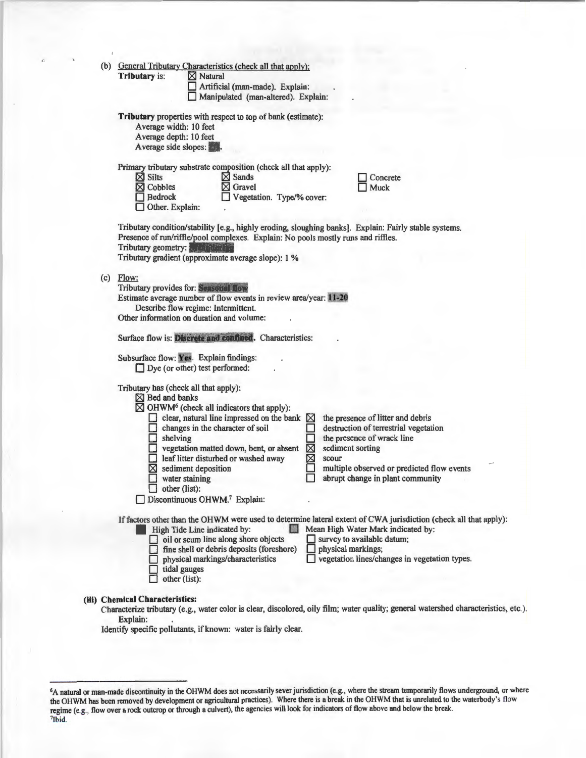(b) General Tributary Characteristics (check all that apply):

**Tributary** is: ☒ Natural
☐ Artificial (man-made). Explain: .
☐ Manipulated (man-altered). Explain: .

**Tributary** properties with respect to top of bank (estimate):
Average width: 10 feet
Average depth: 10 feet
Average side slopes: ■■.

Primary tributary substrate composition (check all that apply):

☒ Silts ☒ Sands ☐ Concrete
☒ Cobbles ☒ Gravel ☐ Muck
☐ Bedrock ☐ Vegetation. Type/% cover:
☐ Other. Explain: .

Tributary condition/stability [e.g., highly eroding, sloughing banks]. Explain: Fairly stable systems.
Presence of run/riffle/pool complexes. Explain: No pools mostly runs and riffles.
Tributary geometry: ■■■■■
Tributary gradient (approximate average slope): 1 %

(c) Flow:

Tributary provides for: **Seasonal flow**
Estimate average number of flow events in review area/year: **11-20**
Describe flow regime: Intermittent.
Other information on duration and volume: .

Surface flow is: **Discrete and confined**. Characteristics: .

Subsurface flow: **Yes**. Explain findings: .
☐ Dye (or other) test performed: .

Tributary has (check all that apply):
☒ Bed and banks
☒ OHWM[6] (check all indicators that apply):

☐ clear, natural line impressed on the bank ☒ the presence of litter and debris
☐ changes in the character of soil ☐ destruction of terrestrial vegetation
☐ shelving ☐ the presence of wrack line
☐ vegetation matted down, bent, or absent ☒ sediment sorting
☐ leaf litter disturbed or washed away ☒ scour
☒ sediment deposition ☐ multiple observed or predicted flow events
☐ water staining ☐ abrupt change in plant community
☐ other (list):

☐ Discontinuous OHWM.[7] Explain: .

If factors other than the OHWM were used to determine lateral extent of CWA jurisdiction (check all that apply):

■ High Tide Line indicated by: ■ Mean High Water Mark indicated by:
☐ oil or scum line along shore objects ☐ survey to available datum;
☐ fine shell or debris deposits (foreshore) ☐ physical markings;
☐ physical markings/characteristics ☐ vegetation lines/changes in vegetation types.
☐ tidal gauges
☐ other (list):

**(iii) Chemical Characteristics:**

Characterize tributary (e.g., water color is clear, discolored, oily film; water quality; general watershed characteristics, etc.).
Explain: .

Identify specific pollutants, if known: water is fairly clear.

---

[6]A natural or man-made discontinuity in the OHWM does not necessarily sever jurisdiction (e.g., where the stream temporarily flows underground, or where the OHWM has been removed by development or agricultural practices). Where there is a break in the OHWM that is unrelated to the waterbody's flow regime (e.g., flow over a rock outcrop or through a culvert), the agencies will look for indicators of flow above and below the break.

[7]Ibid.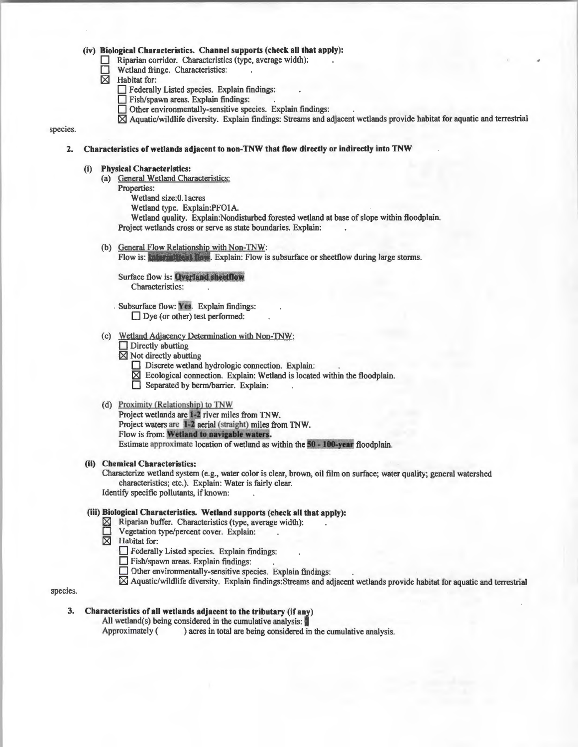**(iv) Biological Characteristics. Channel supports (check all that apply):**

- ☐ Riparian corridor. Characteristics (type, average width): .
- ☐ Wetland fringe. Characteristics: .
- ☒ Habitat for:
  - ☐ Federally Listed species. Explain findings: .
  - ☐ Fish/spawn areas. Explain findings: .
  - ☐ Other environmentally-sensitive species. Explain findings: .
  - ☒ Aquatic/wildlife diversity. Explain findings: Streams and adjacent wetlands provide habitat for aquatic and terrestrial species.

**2. Characteristics of wetlands adjacent to non-TNW that flow directly or indirectly into TNW**

**(i) Physical Characteristics:**

(a) General Wetland Characteristics:

Properties:

Wetland size:0.1acres

Wetland type. Explain:PFO1A.

Wetland quality. Explain:Nondisturbed forested wetland at base of slope within floodplain.

Project wetlands cross or serve as state boundaries. Explain: .

(b) General Flow Relationship with Non-TNW:

Flow is: **Intermittent flow**. Explain: Flow is subsurface or sheetflow during large storms.

Surface flow is: **Overland sheetflow**

Characteristics: .

Subsurface flow: **Yes**. Explain findings: .

- ☐ Dye (or other) test performed: .

(c) Wetland Adjacency Determination with Non-TNW:

- ☐ Directly abutting
- ☒ Not directly abutting
  - ☐ Discrete wetland hydrologic connection. Explain: .
  - ☒ Ecological connection. Explain: Wetland is located within the floodplain.
  - ☐ Separated by berm/barrier. Explain: .

(d) Proximity (Relationship) to TNW

Project wetlands are **1-2** river miles from TNW.

Project waters are **1-2** aerial (straight) miles from TNW.

Flow is from: **Wetland to navigable waters.**

Estimate approximate location of wetland as within the **50 - 100-year** floodplain.

**(ii) Chemical Characteristics:**

Characterize wetland system (e.g., water color is clear, brown, oil film on surface; water quality; general watershed characteristics; etc.). Explain: Water is fairly clear.

Identify specific pollutants, if known: .

**(iii) Biological Characteristics. Wetland supports (check all that apply):**

- ☒ Riparian buffer. Characteristics (type, average width): .
- ☐ Vegetation type/percent cover. Explain: .
- ☒ Habitat for:
  - ☐ Federally Listed species. Explain findings: .
  - ☐ Fish/spawn areas. Explain findings: .
  - ☐ Other environmentally-sensitive species. Explain findings: .
  - ☒ Aquatic/wildlife diversity. Explain findings:Streams and adjacent wetlands provide habitat for aquatic and terrestrial species.

**3. Characteristics of all wetlands adjacent to the tributary (if any)**

All wetland(s) being considered in the cumulative analysis:

Approximately ( ) acres in total are being considered in the cumulative analysis.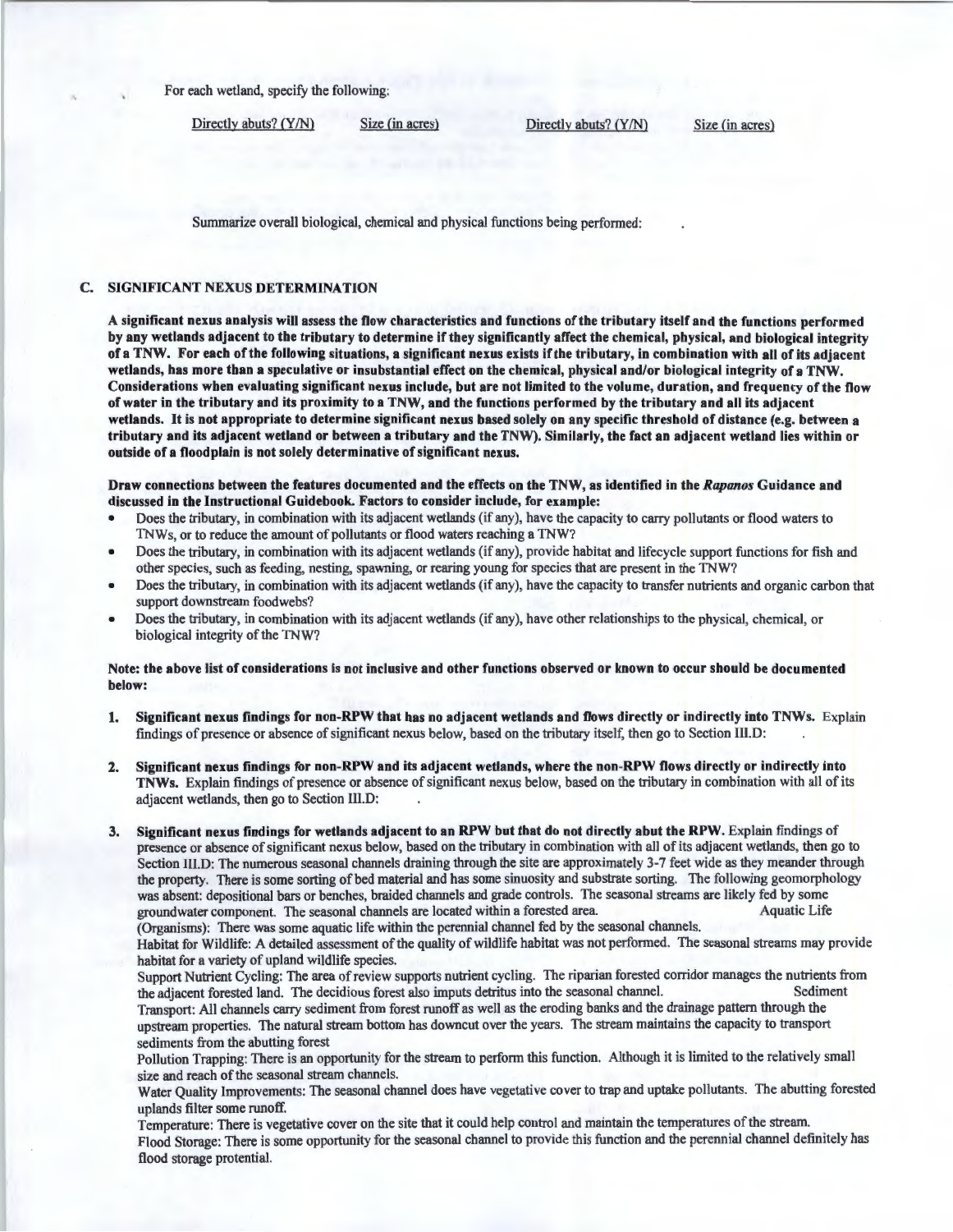For each wetland, specify the following:

| Directly abuts? (Y/N) | Size (in acres) | Directly abuts? (Y/N) | Size (in acres) |
| --- | --- | --- | --- |

Summarize overall biological, chemical and physical functions being performed: .

## C. SIGNIFICANT NEXUS DETERMINATION

**A significant nexus analysis will assess the flow characteristics and functions of the tributary itself and the functions performed by any wetlands adjacent to the tributary to determine if they significantly affect the chemical, physical, and biological integrity of a TNW. For each of the following situations, a significant nexus exists if the tributary, in combination with all of its adjacent wetlands, has more than a speculative or insubstantial effect on the chemical, physical and/or biological integrity of a TNW. Considerations when evaluating significant nexus include, but are not limited to the volume, duration, and frequency of the flow of water in the tributary and its proximity to a TNW, and the functions performed by the tributary and all its adjacent wetlands. It is not appropriate to determine significant nexus based solely on any specific threshold of distance (e.g. between a tributary and its adjacent wetland or between a tributary and the TNW). Similarly, the fact an adjacent wetland lies within or outside of a floodplain is not solely determinative of significant nexus.**

**Draw connections between the features documented and the effects on the TNW, as identified in the *Rapanos* Guidance and discussed in the Instructional Guidebook. Factors to consider include, for example:**

- Does the tributary, in combination with its adjacent wetlands (if any), have the capacity to carry pollutants or flood waters to TNWs, or to reduce the amount of pollutants or flood waters reaching a TNW?
- Does the tributary, in combination with its adjacent wetlands (if any), provide habitat and lifecycle support functions for fish and other species, such as feeding, nesting, spawning, or rearing young for species that are present in the TNW?
- Does the tributary, in combination with its adjacent wetlands (if any), have the capacity to transfer nutrients and organic carbon that support downstream foodwebs?
- Does the tributary, in combination with its adjacent wetlands (if any), have other relationships to the physical, chemical, or biological integrity of the TNW?

**Note: the above list of considerations is not inclusive and other functions observed or known to occur should be documented below:**

1. **Significant nexus findings for non-RPW that has no adjacent wetlands and flows directly or indirectly into TNWs.** Explain findings of presence or absence of significant nexus below, based on the tributary itself, then go to Section III.D: .

2. **Significant nexus findings for non-RPW and its adjacent wetlands, where the non-RPW flows directly or indirectly into TNWs.** Explain findings of presence or absence of significant nexus below, based on the tributary in combination with all of its adjacent wetlands, then go to Section III.D: .

3. **Significant nexus findings for wetlands adjacent to an RPW but that do not directly abut the RPW.** Explain findings of presence or absence of significant nexus below, based on the tributary in combination with all of its adjacent wetlands, then go to Section III.D: The numerous seasonal channels draining through the site are approximately 3-7 feet wide as they meander through the property. There is some sorting of bed material and has some sinuosity and substrate sorting. The following geomorphology was absent: depositional bars or benches, braided channels and grade controls. The seasonal streams are likely fed by some groundwater component. The seasonal channels are located within a forested area. Aquatic Life (Organisms): There was some aquatic life within the perennial channel fed by the seasonal channels.
   Habitat for Wildlife: A detailed assessment of the quality of wildlife habitat was not performed. The seasonal streams may provide habitat for a variety of upland wildlife species.
   Support Nutrient Cycling: The area of review supports nutrient cycling. The riparian forested corridor manages the nutrients from the adjacent forested land. The deciduous forest also imputs detritus into the seasonal channel. Sediment Transport: All channels carry sediment from forest runoff as well as the eroding banks and the drainage pattern through the upstream properties. The natural stream bottom has downcut over the years. The stream maintains the capacity to transport sediments from the abutting forest
   Pollution Trapping: There is an opportunity for the stream to perform this function. Although it is limited to the relatively small size and reach of the seasonal stream channels.
   Water Quality Improvements: The seasonal channel does have vegetative cover to trap and uptake pollutants. The abutting forested uplands filter some runoff.
   Temperature: There is vegetative cover on the site that it could help control and maintain the temperatures of the stream.
   Flood Storage: There is some opportunity for the seasonal channel to provide this function and the perennial channel definitely has flood storage protential.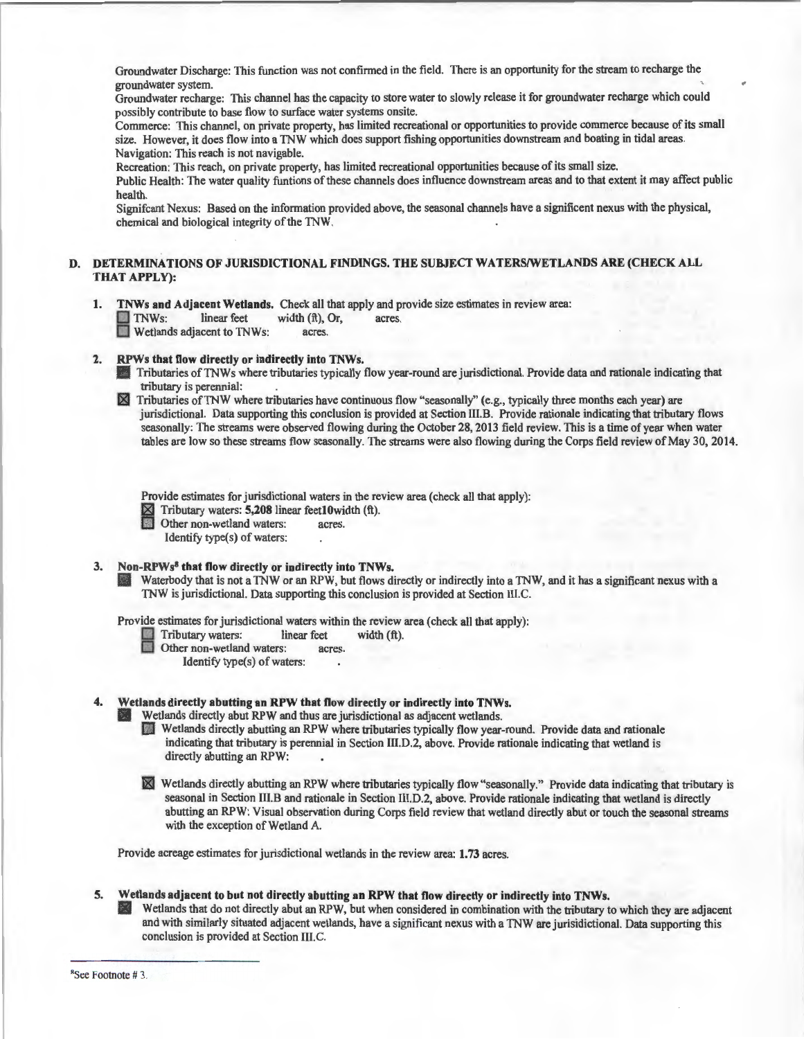Groundwater Discharge: This function was not confirmed in the field. There is an opportunity for the stream to recharge the groundwater system.

Groundwater recharge: This channel has the capacity to store water to slowly release it for groundwater recharge which could possibly contribute to base flow to surface water systems onsite.

Commerce: This channel, on private property, has limited recreational or opportunities to provide commerce because of its small size. However, it does flow into a TNW which does support fishing opportunities downstream and boating in tidal areas.

Navigation: This reach is not navigable.

Recreation: This reach, on private property, has limited recreational opportunities because of its small size.

Public Health: The water quality funtions of these channels does influence downstream areas and to that extent it may affect public health.

Signifcant Nexus: Based on the information provided above, the seasonal channels have a significent nexus with the physical, chemical and biological integrity of the TNW.

## D. DETERMINATIONS OF JURISDICTIONAL FINDINGS. THE SUBJECT WATERS/WETLANDS ARE (CHECK ALL THAT APPLY):

**1. TNWs and Adjacent Wetlands.** Check all that apply and provide size estimates in review area:

☐ TNWs: linear feet width (ft), Or, acres.

☐ Wetlands adjacent to TNWs: acres.

**2. RPWs that flow directly or indirectly into TNWs.**

☐ Tributaries of TNWs where tributaries typically flow year-round are jurisdictional. Provide data and rationale indicating that tributary is perennial: .

☒ Tributaries of TNW where tributaries have continuous flow "seasonally" (e.g., typically three months each year) are jurisdictional. Data supporting this conclusion is provided at Section III.B. Provide rationale indicating that tributary flows seasonally: The streams were observed flowing during the October 28, 2013 field review. This is a time of year when water tables are low so these streams flow seasonally. The streams were also flowing during the Corps field review of May 30, 2014.

Provide estimates for jurisdictional waters in the review area (check all that apply):

☒ Tributary waters: **5,208** linear feet**10**width (ft).

☐ Other non-wetland waters: acres.

Identify type(s) of waters: .

**3. Non-RPWs[8] that flow directly or indirectly into TNWs.**

☐ Waterbody that is not a TNW or an RPW, but flows directly or indirectly into a TNW, and it has a significant nexus with a TNW is jurisdictional. Data supporting this conclusion is provided at Section III.C.

Provide estimates for jurisdictional waters within the review area (check all that apply):

☐ Tributary waters: linear feet width (ft).

☐ Other non-wetland waters: acres.

Identify type(s) of waters: .

**4. Wetlands directly abutting an RPW that flow directly or indirectly into TNWs.**

☐ Wetlands directly abut RPW and thus are jurisdictional as adjacent wetlands.

☐ Wetlands directly abutting an RPW where tributaries typically flow year-round. Provide data and rationale indicating that tributary is perennial in Section III.D.2, above. Provide rationale indicating that wetland is directly abutting an RPW: .

☒ Wetlands directly abutting an RPW where tributaries typically flow "seasonally." Provide data indicating that tributary is seasonal in Section III.B and rationale in Section III.D.2, above. Provide rationale indicating that wetland is directly abutting an RPW: Visual observation during Corps field review that wetland directly abut or touch the seasonal streams with the exception of Wetland A.

Provide acreage estimates for jurisdictional wetlands in the review area: **1.73** acres.

**5. Wetlands adjacent to but not directly abutting an RPW that flow directly or indirectly into TNWs.**

☐ Wetlands that do not directly abut an RPW, but when considered in combination with the tributary to which they are adjacent and with similarly situated adjacent wetlands, have a significant nexus with a TNW are jurisidictional. Data supporting this conclusion is provided at Section III.C.

---

[8]See Footnote # 3.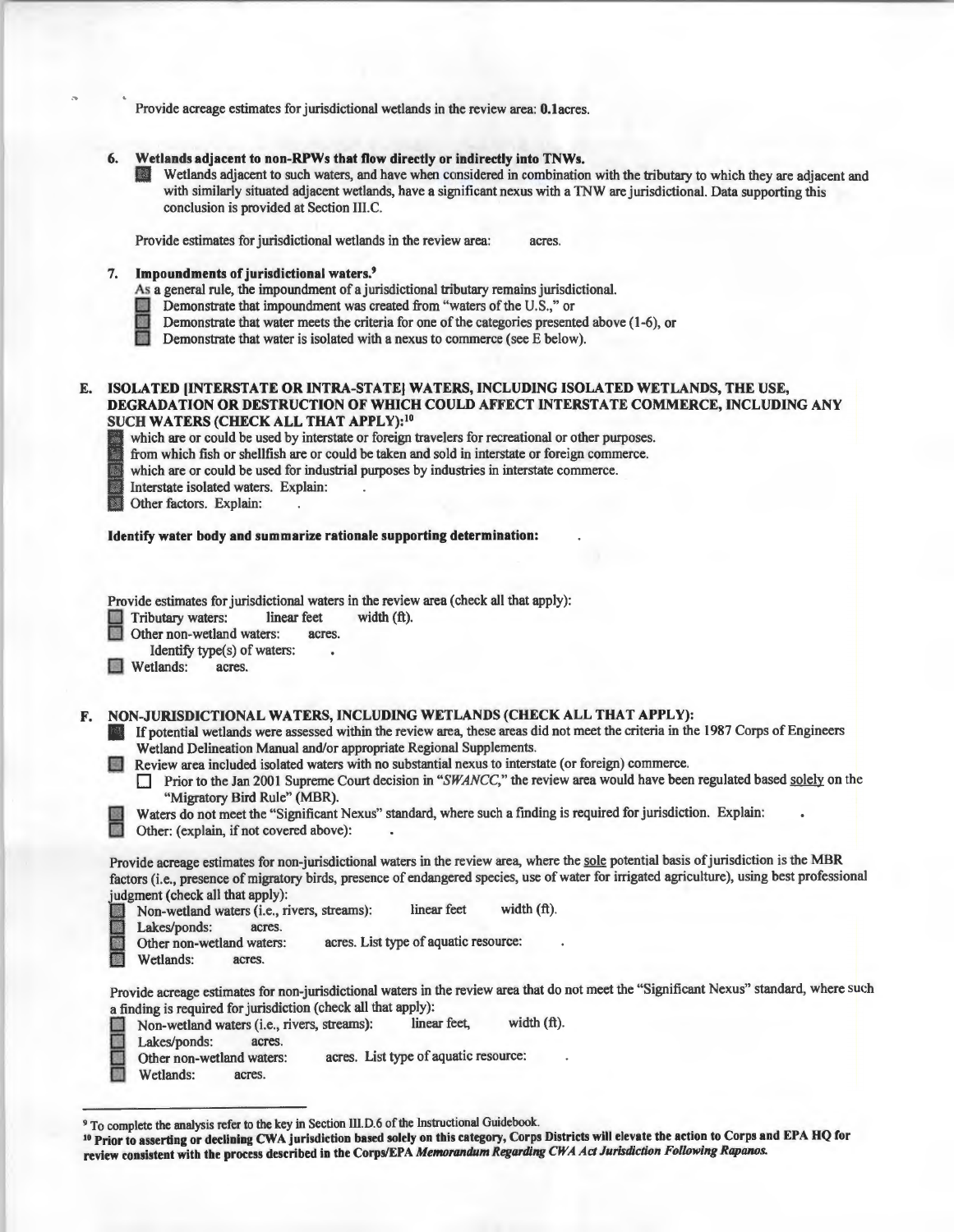Provide acreage estimates for jurisdictional wetlands in the review area: **0.1**acres.

**6. Wetlands adjacent to non-RPWs that flow directly or indirectly into TNWs.**

- [ ] Wetlands adjacent to such waters, and have when considered in combination with the tributary to which they are adjacent and with similarly situated adjacent wetlands, have a significant nexus with a TNW are jurisdictional. Data supporting this conclusion is provided at Section III.C.

Provide estimates for jurisdictional wetlands in the review area: acres.

**7. Impoundments of jurisdictional waters.**[9]

As a general rule, the impoundment of a jurisdictional tributary remains jurisdictional.

- [ ] Demonstrate that impoundment was created from "waters of the U.S.," or
- [ ] Demonstrate that water meets the criteria for one of the categories presented above (1-6), or
- [ ] Demonstrate that water is isolated with a nexus to commerce (see E below).

**E. ISOLATED [INTERSTATE OR INTRA-STATE] WATERS, INCLUDING ISOLATED WETLANDS, THE USE, DEGRADATION OR DESTRUCTION OF WHICH COULD AFFECT INTERSTATE COMMERCE, INCLUDING ANY SUCH WATERS (CHECK ALL THAT APPLY):**[10]

- [ ] which are or could be used by interstate or foreign travelers for recreational or other purposes.
- [ ] from which fish or shellfish are or could be taken and sold in interstate or foreign commerce.
- [ ] which are or could be used for industrial purposes by industries in interstate commerce.
- [ ] Interstate isolated waters. Explain: .
- [ ] Other factors. Explain: .

**Identify water body and summarize rationale supporting determination:** .

Provide estimates for jurisdictional waters in the review area (check all that apply):

- [ ] Tributary waters: linear feet width (ft).
- [ ] Other non-wetland waters: acres.
  Identify type(s) of waters: .
- [ ] Wetlands: acres.

**F. NON-JURISDICTIONAL WATERS, INCLUDING WETLANDS (CHECK ALL THAT APPLY):**

- [ ] If potential wetlands were assessed within the review area, these areas did not meet the criteria in the 1987 Corps of Engineers Wetland Delineation Manual and/or appropriate Regional Supplements.
- [ ] Review area included isolated waters with no substantial nexus to interstate (or foreign) commerce.
  - [ ] Prior to the Jan 2001 Supreme Court decision in "*SWANCC*," the review area would have been regulated based solely on the "Migratory Bird Rule" (MBR).
- [ ] Waters do not meet the "Significant Nexus" standard, where such a finding is required for jurisdiction. Explain: .
- [ ] Other: (explain, if not covered above): .

Provide acreage estimates for non-jurisdictional waters in the review area, where the sole potential basis of jurisdiction is the MBR factors (i.e., presence of migratory birds, presence of endangered species, use of water for irrigated agriculture), using best professional judgment (check all that apply):

- [ ] Non-wetland waters (i.e., rivers, streams): linear feet width (ft).
- [ ] Lakes/ponds: acres.
- [ ] Other non-wetland waters: acres. List type of aquatic resource: .
- [ ] Wetlands: acres.

Provide acreage estimates for non-jurisdictional waters in the review area that do not meet the "Significant Nexus" standard, where such a finding is required for jurisdiction (check all that apply):

- [ ] Non-wetland waters (i.e., rivers, streams): linear feet, width (ft).
- [ ] Lakes/ponds: acres.
- [ ] Other non-wetland waters: acres. List type of aquatic resource: .
- [ ] Wetlands: acres.

---

[9] To complete the analysis refer to the key in Section III.D.6 of the Instructional Guidebook.

[10] **Prior to asserting or declining CWA jurisdiction based solely on this category, Corps Districts will elevate the action to Corps and EPA HQ for review consistent with the process described in the Corps/EPA *Memorandum Regarding CWA Act Jurisdiction Following Rapanos.***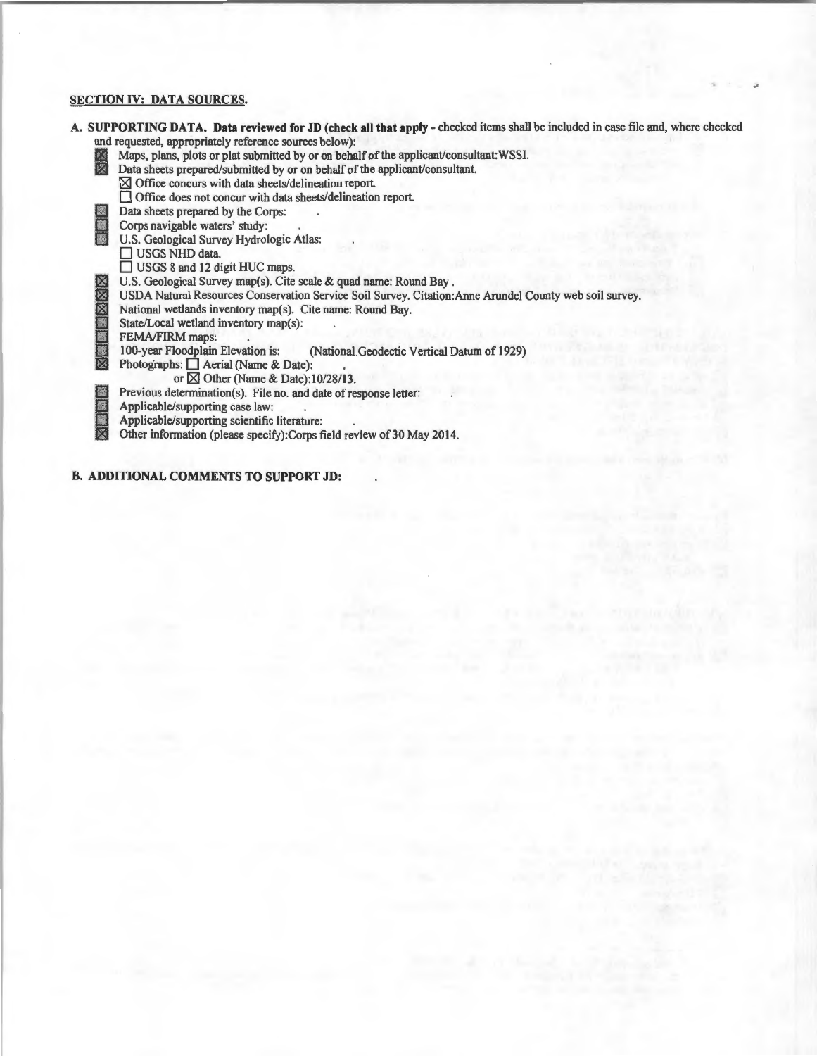## SECTION IV: DATA SOURCES.

**A. SUPPORTING DATA. Data reviewed for JD (check all that apply -** checked items shall be included in case file and, where checked and requested, appropriately reference sources below):

- ☒ Maps, plans, plots or plat submitted by or on behalf of the applicant/consultant: WSSI.
- ☒ Data sheets prepared/submitted by or on behalf of the applicant/consultant.
  - ☒ Office concurs with data sheets/delineation report.
  - ☐ Office does not concur with data sheets/delineation report.
- ☐ Data sheets prepared by the Corps: .
- ☐ Corps navigable waters' study: .
- ☐ U.S. Geological Survey Hydrologic Atlas: .
  - ☐ USGS NHD data.
  - ☐ USGS 8 and 12 digit HUC maps.
- ☒ U.S. Geological Survey map(s). Cite scale & quad name: Round Bay .
- ☒ USDA Natural Resources Conservation Service Soil Survey. Citation: Anne Arundel County web soil survey.
- ☒ National wetlands inventory map(s). Cite name: Round Bay.
- ☐ State/Local wetland inventory map(s): .
- ☐ FEMA/FIRM maps: .
- ☐ 100-year Floodplain Elevation is: (National Geodectic Vertical Datum of 1929)
- ☒ Photographs: ☐ Aerial (Name & Date): .
  - or ☒ Other (Name & Date): 10/28/13.
- ☐ Previous determination(s). File no. and date of response letter: .
- ☐ Applicable/supporting case law: .
- ☐ Applicable/supporting scientific literature: .
- ☒ Other information (please specify): Corps field review of 30 May 2014.

**B. ADDITIONAL COMMENTS TO SUPPORT JD:** .